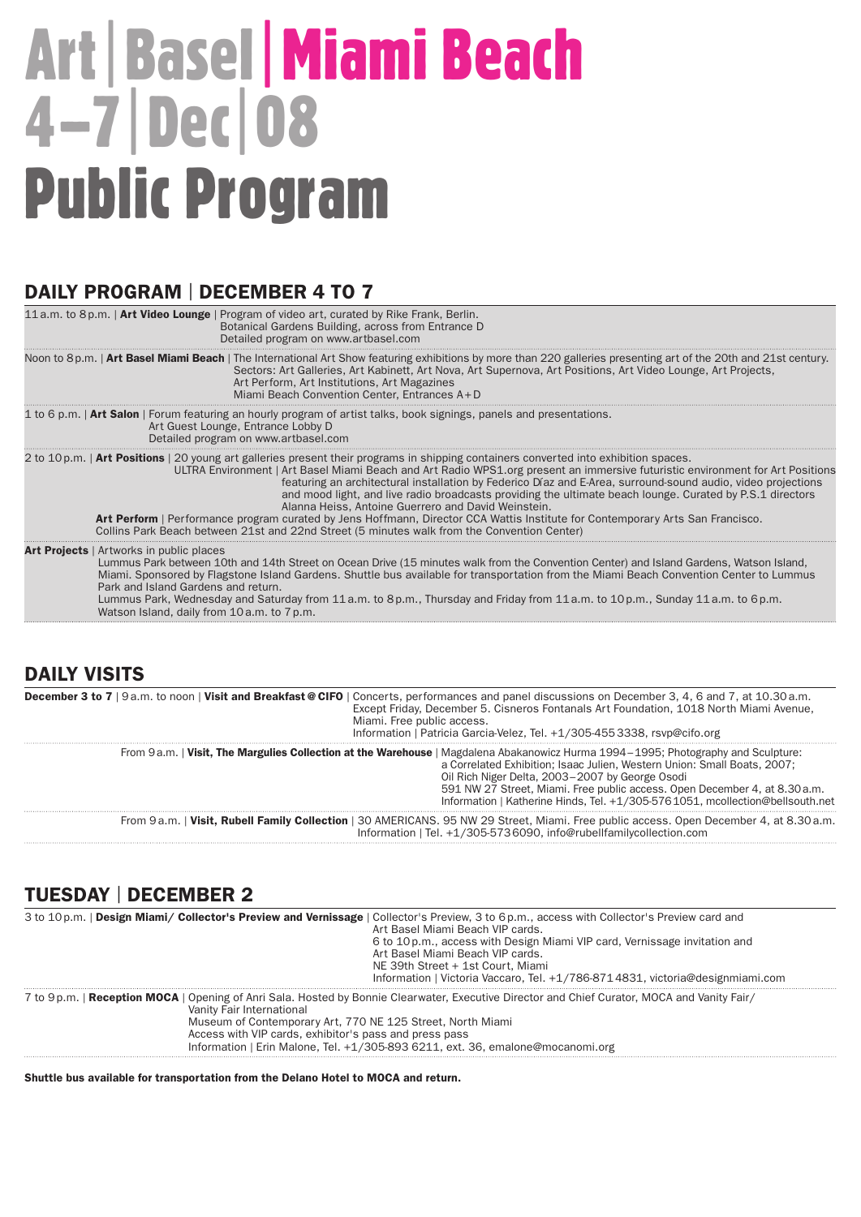# Art | Basel | Miami Beach
# 4–7 | Dec | 08
# Public Program

## DAILY PROGRAM | DECEMBER 4 TO 7

11 a.m. to 8 p.m. | **Art Video Lounge** | Program of video art, curated by Rike Frank, Berlin.
Botanical Gardens Building, across from Entrance D
Detailed program on www.artbasel.com

Noon to 8 p.m. | **Art Basel Miami Beach** | The International Art Show featuring exhibitions by more than 220 galleries presenting art of the 20th and 21st century.
Sectors: Art Galleries, Art Kabinett, Art Nova, Art Supernova, Art Positions, Art Video Lounge, Art Projects, Art Perform, Art Institutions, Art Magazines
Miami Beach Convention Center, Entrances A + D

1 to 6 p.m. | **Art Salon** | Forum featuring an hourly program of artist talks, book signings, panels and presentations.
Art Guest Lounge, Entrance Lobby D
Detailed program on www.artbasel.com

2 to 10 p.m. | **Art Positions** | 20 young art galleries present their programs in shipping containers converted into exhibition spaces.
ULTRA Environment | Art Basel Miami Beach and Art Radio WPS1.org present an immersive futuristic environment for Art Positions featuring an architectural installation by Federico Dïaz and E-Area, surround-sound audio, video projections and mood light, and live radio broadcasts providing the ultimate beach lounge. Curated by P.S.1 directors Alanna Heiss, Antoine Guerrero and David Weinstein.
**Art Perform** | Performance program curated by Jens Hoffmann, Director CCA Wattis Institute for Contemporary Arts San Francisco.
Collins Park Beach between 21st and 22nd Street (5 minutes walk from the Convention Center)

**Art Projects** | Artworks in public places
Lummus Park between 10th and 14th Street on Ocean Drive (15 minutes walk from the Convention Center) and Island Gardens, Watson Island, Miami. Sponsored by Flagstone Island Gardens. Shuttle bus available for transportation from the Miami Beach Convention Center to Lummus Park and Island Gardens and return.
Lummus Park, Wednesday and Saturday from 11 a.m. to 8 p.m., Thursday and Friday from 11 a.m. to 10 p.m., Sunday 11 a.m. to 6 p.m.
Watson Island, daily from 10 a.m. to 7 p.m.

## DAILY VISITS

**December 3 to 7** | 9 a.m. to noon | **Visit and Breakfast @ CIFO** | Concerts, performances and panel discussions on December 3, 4, 6 and 7, at 10.30 a.m. Except Friday, December 5. Cisneros Fontanals Art Foundation, 1018 North Miami Avenue, Miami. Free public access.
Information | Patricia Garcia-Velez, Tel. +1/305-455 3338, rsvp@cifo.org

From 9 a.m. | **Visit, The Margulies Collection at the Warehouse** | Magdalena Abakanowicz Hurma 1994–1995; Photography and Sculpture: a Correlated Exhibition; Isaac Julien, Western Union: Small Boats, 2007; Oil Rich Niger Delta, 2003–2007 by George Osodi
591 NW 27 Street, Miami. Free public access. Open December 4, at 8.30 a.m.
Information | Katherine Hinds, Tel. +1/305-576 1051, mcollection@bellsouth.net

From 9 a.m. | **Visit, Rubell Family Collection** | 30 AMERICANS. 95 NW 29 Street, Miami. Free public access. Open December 4, at 8.30 a.m.
Information | Tel. +1/305-573 6090, info@rubellfamilycollection.com

## TUESDAY | DECEMBER 2

3 to 10 p.m. | **Design Miami/ Collector's Preview and Vernissage** | Collector's Preview, 3 to 6 p.m., access with Collector's Preview card and Art Basel Miami Beach VIP cards.
6 to 10 p.m., access with Design Miami VIP card, Vernissage invitation and Art Basel Miami Beach VIP cards.
NE 39th Street + 1st Court, Miami
Information | Victoria Vaccaro, Tel. +1/786-871 4831, victoria@designmiami.com

7 to 9 p.m. | **Reception MOCA** | Opening of Anri Sala. Hosted by Bonnie Clearwater, Executive Director and Chief Curator, MOCA and Vanity Fair/ Vanity Fair International
Museum of Contemporary Art, 770 NE 125 Street, North Miami
Access with VIP cards, exhibitor's pass and press pass
Information | Erin Malone, Tel. +1/305-893 6211, ext. 36, emalone@mocanomi.org

**Shuttle bus available for transportation from the Delano Hotel to MOCA and return.**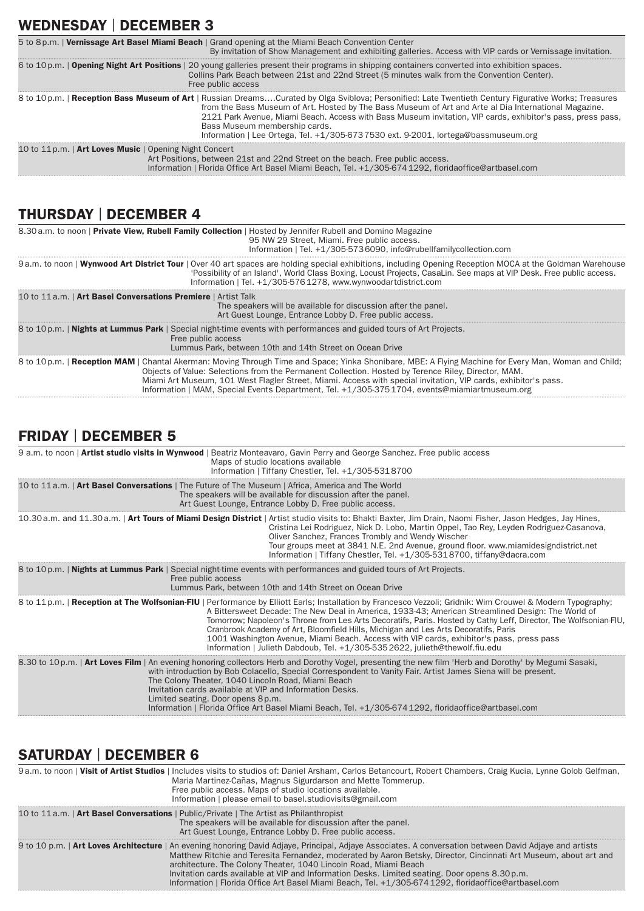## WEDNESDAY | DECEMBER 3

5 to 8 p.m. | **Vernissage Art Basel Miami Beach** | Grand opening at the Miami Beach Convention Center
By invitation of Show Management and exhibiting galleries. Access with VIP cards or Vernissage invitation.

6 to 10 p.m. | **Opening Night Art Positions** | 20 young galleries present their programs in shipping containers converted into exhibition spaces.
Collins Park Beach between 21st and 22nd Street (5 minutes walk from the Convention Center).
Free public access

8 to 10 p.m. | **Reception Bass Museum of Art** | Russian Dreams….Curated by Olga Sviblova; Personified: Late Twentieth Century Figurative Works; Treasures from the Bass Museum of Art. Hosted by The Bass Museum of Art and Arte al Dia International Magazine.
2121 Park Avenue, Miami Beach. Access with Bass Museum invitation, VIP cards, exhibitor's pass, press pass, Bass Museum membership cards.
Information | Lee Ortega, Tel. +1/305-673 7530 ext. 9-2001, lortega@bassmuseum.org

10 to 11 p.m. | **Art Loves Music** | Opening Night Concert
Art Positions, between 21st and 22nd Street on the beach. Free public access.
Information | Florida Office Art Basel Miami Beach, Tel. +1/305-674 1292, floridaoffice@artbasel.com

## THURSDAY | DECEMBER 4

8.30 a.m. to noon | **Private View, Rubell Family Collection** | Hosted by Jennifer Rubell and Domino Magazine
95 NW 29 Street, Miami. Free public access.
Information | Tel. +1/305-573 6090, info@rubellfamilycollection.com

9 a.m. to noon | **Wynwood Art District Tour** | Over 40 art spaces are holding special exhibitions, including Opening Reception MOCA at the Goldman Warehouse 'Possibility of an Island', World Class Boxing, Locust Projects, CasaLin. See maps at VIP Desk. Free public access.
Information | Tel. +1/305-576 1278, www.wynwoodartdistrict.com

10 to 11 a.m. | **Art Basel Conversations Premiere** | Artist Talk
The speakers will be available for discussion after the panel.
Art Guest Lounge, Entrance Lobby D. Free public access.

8 to 10 p.m. | **Nights at Lummus Park** | Special night-time events with performances and guided tours of Art Projects.
Free public access
Lummus Park, between 10th and 14th Street on Ocean Drive

8 to 10 p.m. | **Reception MAM** | Chantal Akerman: Moving Through Time and Space; Yinka Shonibare, MBE: A Flying Machine for Every Man, Woman and Child; Objects of Value: Selections from the Permanent Collection. Hosted by Terence Riley, Director, MAM.
Miami Art Museum, 101 West Flagler Street, Miami. Access with special invitation, VIP cards, exhibitor's pass.
Information | MAM, Special Events Department, Tel. +1/305-375 1704, events@miamiartmuseum.org

## FRIDAY | DECEMBER 5

9 a.m. to noon | **Artist studio visits in Wynwood** | Beatriz Monteavaro, Gavin Perry and George Sanchez. Free public access
Maps of studio locations available
Information | Tiffany Chestler, Tel. +1/305-531 8700

10 to 11 a.m. | **Art Basel Conversations** | The Future of The Museum | Africa, America and The World
The speakers will be available for discussion after the panel.
Art Guest Lounge, Entrance Lobby D. Free public access.

10.30 a.m. and 11.30 a.m. | **Art Tours of Miami Design District** | Artist studio visits to: Bhakti Baxter, Jim Drain, Naomi Fisher, Jason Hedges, Jay Hines, Cristina Lei Rodriguez, Nick D. Lobo, Martin Oppel, Tao Rey, Leyden Rodriguez-Casanova, Oliver Sanchez, Frances Trombly and Wendy Wischer
Tour groups meet at 3841 N.E. 2nd Avenue, ground floor. www.miamidesigndistrict.net
Information | Tiffany Chestler, Tel. +1/305-531 8700, tiffany@dacra.com

8 to 10 p.m. | **Nights at Lummus Park** | Special night-time events with performances and guided tours of Art Projects.
Free public access
Lummus Park, between 10th and 14th Street on Ocean Drive

8 to 11 p.m. | **Reception at The Wolfsonian-FIU** | Performance by Elliott Earls; Installation by Francesco Vezzoli; Gridnik: Wim Crouwel & Modern Typography; A Bittersweet Decade: The New Deal in America, 1933-43; American Streamlined Design: The World of Tomorrow; Napoleon's Throne from Les Arts Decoratifs, Paris. Hosted by Cathy Leff, Director, The Wolfsonian-FIU, Cranbrook Academy of Art, Bloomfield Hills, Michigan and Les Arts Decoratifs, Paris
1001 Washington Avenue, Miami Beach. Access with VIP cards, exhibitor's pass, press pass
Information | Julieth Dabdoub, Tel. +1/305-535 2622, julieth@thewolf.fiu.edu

8.30 to 10 p.m. | **Art Loves Film** | An evening honoring collectors Herb and Dorothy Vogel, presenting the new film 'Herb and Dorothy' by Megumi Sasaki, with introduction by Bob Colacello, Special Correspondent to Vanity Fair. Artist James Siena will be present.
The Colony Theater, 1040 Lincoln Road, Miami Beach
Invitation cards available at VIP and Information Desks.
Limited seating. Door opens 8 p.m.
Information | Florida Office Art Basel Miami Beach, Tel. +1/305-674 1292, floridaoffice@artbasel.com

## SATURDAY | DECEMBER 6

9 a.m. to noon | **Visit of Artist Studios** | Includes visits to studios of: Daniel Arsham, Carlos Betancourt, Robert Chambers, Craig Kucia, Lynne Golob Gelfman, Maria Martinez-Cañas, Magnus Sigurdarson and Mette Tommerup.
Free public access. Maps of studio locations available.
Information | please email to basel.studiovisits@gmail.com

10 to 11 a.m. | **Art Basel Conversations** | Public/Private | The Artist as Philanthropist
The speakers will be available for discussion after the panel.
Art Guest Lounge, Entrance Lobby D. Free public access.

9 to 10 p.m. | **Art Loves Architecture** | An evening honoring David Adjaye, Principal, Adjaye Associates. A conversation between David Adjaye and artists Matthew Ritchie and Teresita Fernandez, moderated by Aaron Betsky, Director, Cincinnati Art Museum, about art and architecture. The Colony Theater, 1040 Lincoln Road, Miami Beach
Invitation cards available at VIP and Information Desks. Limited seating. Door opens 8.30 p.m.
Information | Florida Office Art Basel Miami Beach, Tel. +1/305-674 1292, floridaoffice@artbasel.com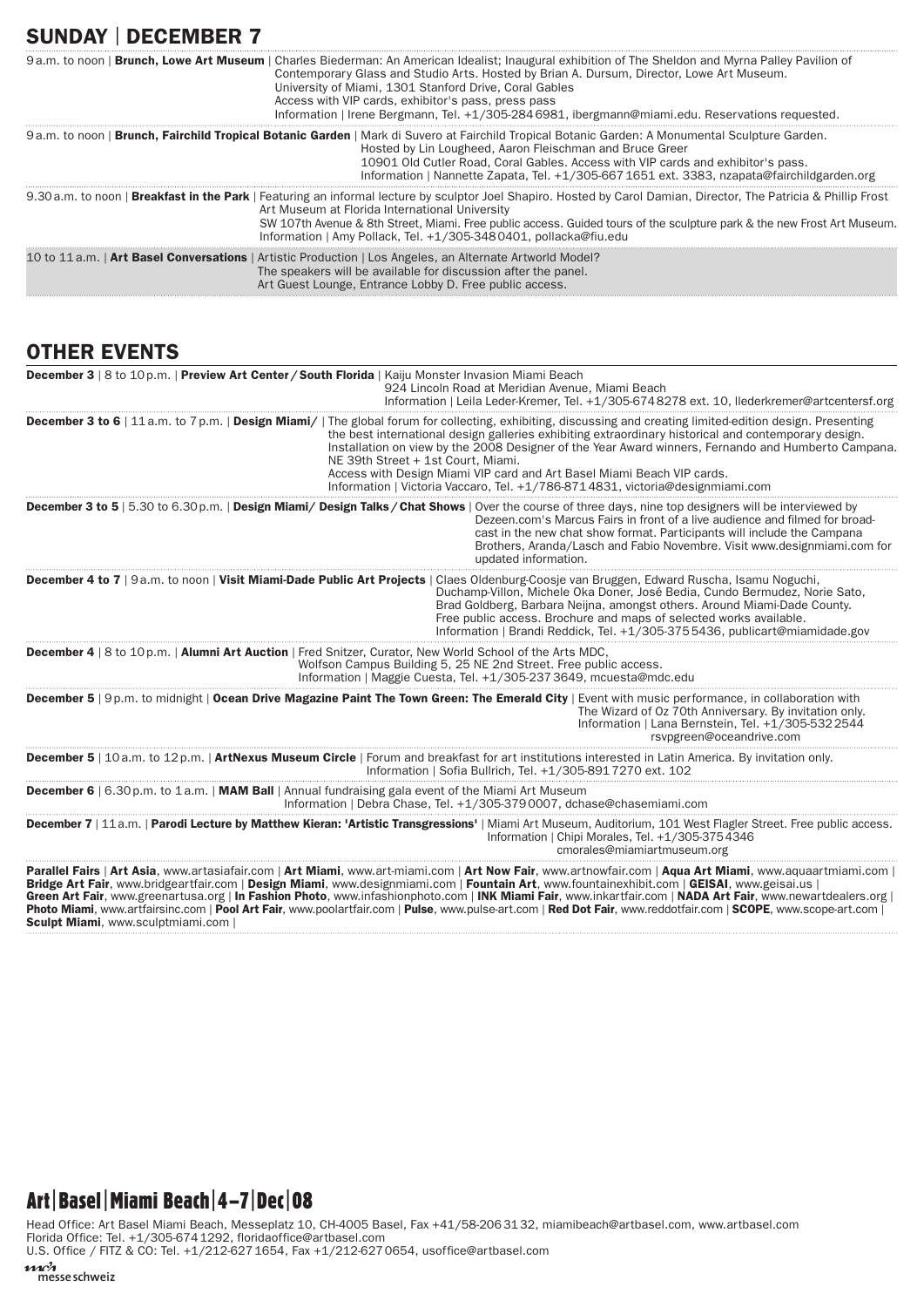## SUNDAY | DECEMBER 7

9 a.m. to noon | **Brunch, Lowe Art Museum** | Charles Biederman: An American Idealist; Inaugural exhibition of The Sheldon and Myrna Palley Pavilion of Contemporary Glass and Studio Arts. Hosted by Brian A. Dursum, Director, Lowe Art Museum. University of Miami, 1301 Stanford Drive, Coral Gables
Access with VIP cards, exhibitor's pass, press pass
Information | Irene Bergmann, Tel. +1/305-284 6981, ibergmann@miami.edu. Reservations requested.

9 a.m. to noon | **Brunch, Fairchild Tropical Botanic Garden** | Mark di Suvero at Fairchild Tropical Botanic Garden: A Monumental Sculpture Garden. Hosted by Lin Lougheed, Aaron Fleischman and Bruce Greer
10901 Old Cutler Road, Coral Gables. Access with VIP cards and exhibitor's pass.
Information | Nannette Zapata, Tel. +1/305-667 1651 ext. 3383, nzapata@fairchildgarden.org

9.30 a.m. to noon | **Breakfast in the Park** | Featuring an informal lecture by sculptor Joel Shapiro. Hosted by Carol Damian, Director, The Patricia & Phillip Frost Art Museum at Florida International University
SW 107th Avenue & 8th Street, Miami. Free public access. Guided tours of the sculpture park & the new Frost Art Museum.
Information | Amy Pollack, Tel. +1/305-348 0401, pollacka@fiu.edu

10 to 11 a.m. | **Art Basel Conversations** | Artistic Production | Los Angeles, an Alternate Artworld Model?
The speakers will be available for discussion after the panel.
Art Guest Lounge, Entrance Lobby D. Free public access.

## OTHER EVENTS

**December 3** | 8 to 10 p.m. | **Preview Art Center / South Florida** | Kaiju Monster Invasion Miami Beach
924 Lincoln Road at Meridian Avenue, Miami Beach
Information | Leila Leder-Kremer, Tel. +1/305-674 8278 ext. 10, llederkremer@artcentersf.org

**December 3 to 6** | 11 a.m. to 7 p.m. | **Design Miami/** | The global forum for collecting, exhibiting, discussing and creating limited-edition design. Presenting the best international design galleries exhibiting extraordinary historical and contemporary design. Installation on view by the 2008 Designer of the Year Award winners, Fernando and Humberto Campana. NE 39th Street + 1st Court, Miami.
Access with Design Miami VIP card and Art Basel Miami Beach VIP cards.
Information | Victoria Vaccaro, Tel. +1/786-871 4831, victoria@designmiami.com

**December 3 to 5** | 5.30 to 6.30 p.m. | **Design Miami/ Design Talks / Chat Shows** | Over the course of three days, nine top designers will be interviewed by Dezeen.com's Marcus Fairs in front of a live audience and filmed for broadcast in the new chat show format. Participants will include the Campana Brothers, Aranda/Lasch and Fabio Novembre. Visit www.designmiami.com for updated information.

**December 4 to 7** | 9 a.m. to noon | **Visit Miami-Dade Public Art Projects** | Claes Oldenburg-Coosje van Bruggen, Edward Ruscha, Isamu Noguchi, Duchamp-Villon, Michele Oka Doner, José Bedia, Cundo Bermudez, Norie Sato, Brad Goldberg, Barbara Neijna, amongst others. Around Miami-Dade County.
Free public access. Brochure and maps of selected works available.
Information | Brandi Reddick, Tel. +1/305-375 5436, publicart@miamidade.gov

**December 4** | 8 to 10 p.m. | **Alumni Art Auction** | Fred Snitzer, Curator, New World School of the Arts MDC,
Wolfson Campus Building 5, 25 NE 2nd Street. Free public access.
Information | Maggie Cuesta, Tel. +1/305-237 3649, mcuesta@mdc.edu

**December 5** | 9 p.m. to midnight | **Ocean Drive Magazine Paint The Town Green: The Emerald City** | Event with music performance, in collaboration with The Wizard of Oz 70th Anniversary. By invitation only.
Information | Lana Bernstein, Tel. +1/305-532 2544
rsvpgreen@oceandrive.com

**December 5** | 10 a.m. to 12 p.m. | **ArtNexus Museum Circle** | Forum and breakfast for art institutions interested in Latin America. By invitation only.
Information | Sofia Bullrich, Tel. +1/305-891 7270 ext. 102

**December 6** | 6.30 p.m. to 1 a.m. | **MAM Ball** | Annual fundraising gala event of the Miami Art Museum
Information | Debra Chase, Tel. +1/305-379 0007, dchase@chasemiami.com

**December 7** | 11 a.m. | **Parodi Lecture by Matthew Kieran: 'Artistic Transgressions'** | Miami Art Museum, Auditorium, 101 West Flagler Street. Free public access.
Information | Chipi Morales, Tel. +1/305-375 4346
cmorales@miamiartmuseum.org

**Parallel Fairs** | **Art Asia**, www.artasiafair.com | **Art Miami**, www.art-miami.com | **Art Now Fair**, www.artnowfair.com | **Aqua Art Miami**, www.aquaartmiami.com | **Bridge Art Fair**, www.bridgeartfair.com | **Design Miami**, www.designmiami.com | **Fountain Art**, www.fountainexhibit.com | **GEISAI**, www.geisai.us | **Green Art Fair**, www.greenartusa.org | **In Fashion Photo**, www.infashionphoto.com | **INK Miami Fair**, www.inkartfair.com | **NADA Art Fair**, www.newartdealers.org | **Photo Miami**, www.artfairsinc.com | **Pool Art Fair**, www.poolartfair.com | **Pulse**, www.pulse-art.com | **Red Dot Fair**, www.reddotfair.com | **SCOPE**, www.scope-art.com | **Sculpt Miami**, www.sculptmiami.com |

**Art|Basel|Miami Beach|4–7|Dec|08**

Head Office: Art Basel Miami Beach, Messeplatz 10, CH-4005 Basel, Fax +41/58-206 31 32, miamibeach@artbasel.com, www.artbasel.com
Florida Office: Tel. +1/305-674 1292, floridaoffice@artbasel.com
U.S. Office / FITZ & CO: Tel. +1/212-627 1654, Fax +1/212-627 0654, usoffice@artbasel.com

mch messe schweiz